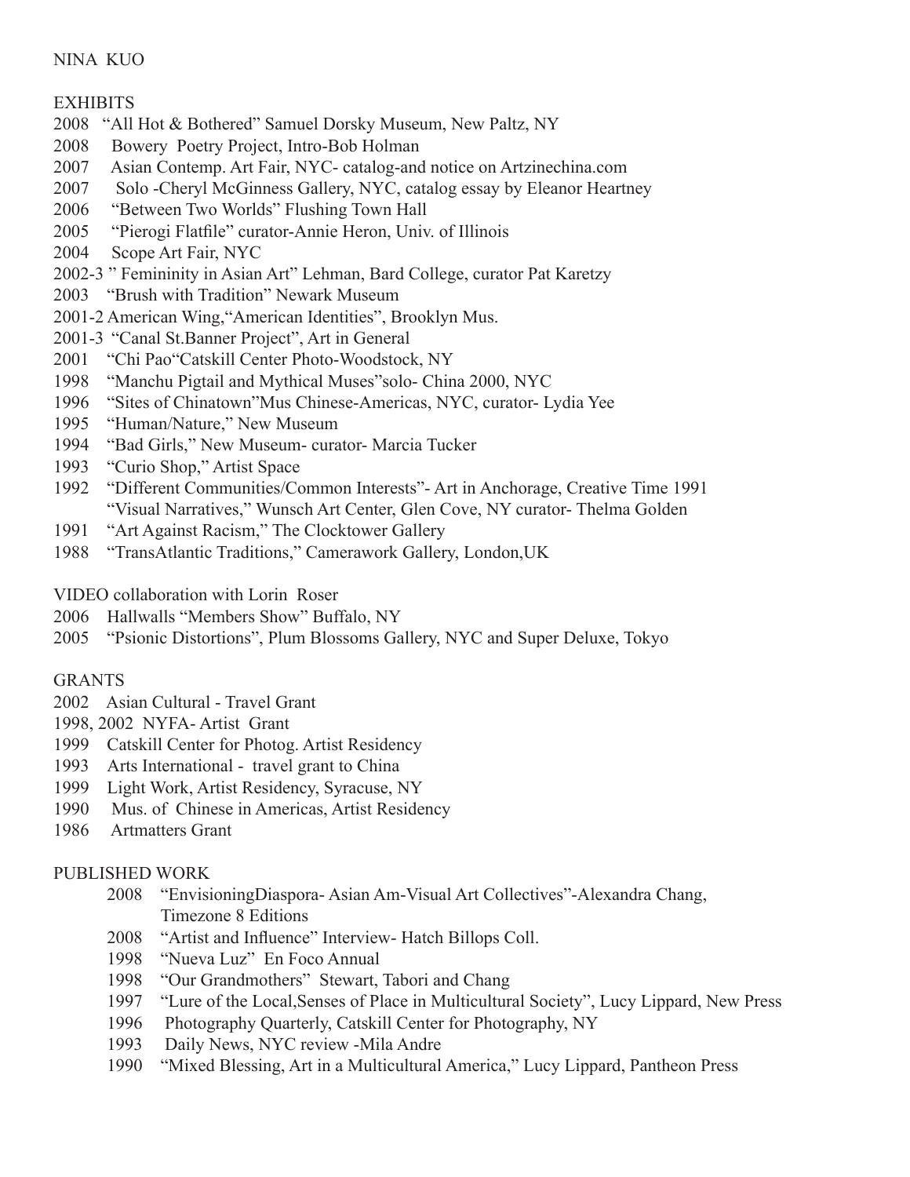NINA KUO

## EXHIBITS

2008 "All Hot & Bothered" Samuel Dorsky Museum, New Paltz, NY
2008 Bowery Poetry Project, Intro-Bob Holman
2007 Asian Contemp. Art Fair, NYC- catalog-and notice on Artzinechina.com
2007 Solo -Cheryl McGinness Gallery, NYC, catalog essay by Eleanor Heartney
2006 "Between Two Worlds" Flushing Town Hall
2005 "Pierogi Flatfile" curator-Annie Heron, Univ. of Illinois
2004 Scope Art Fair, NYC
2002-3 " Femininity in Asian Art" Lehman, Bard College, curator Pat Karetzy
2003 "Brush with Tradition" Newark Museum
2001-2 American Wing,"American Identities", Brooklyn Mus.
2001-3 "Canal St.Banner Project", Art in General
2001 "Chi Pao"Catskill Center Photo-Woodstock, NY
1998 "Manchu Pigtail and Mythical Muses"solo- China 2000, NYC
1996 "Sites of Chinatown"Mus Chinese-Americas, NYC, curator- Lydia Yee
1995 "Human/Nature," New Museum
1994 "Bad Girls," New Museum- curator- Marcia Tucker
1993 "Curio Shop," Artist Space
1992 "Different Communities/Common Interests"- Art in Anchorage, Creative Time 1991
"Visual Narratives," Wunsch Art Center, Glen Cove, NY curator- Thelma Golden
1991 "Art Against Racism," The Clocktower Gallery
1988 "TransAtlantic Traditions," Camerawork Gallery, London,UK

## VIDEO collaboration with Lorin Roser

2006 Hallwalls "Members Show" Buffalo, NY
2005 "Psionic Distortions", Plum Blossoms Gallery, NYC and Super Deluxe, Tokyo

## GRANTS

2002 Asian Cultural - Travel Grant
1998, 2002 NYFA- Artist Grant
1999 Catskill Center for Photog. Artist Residency
1993 Arts International - travel grant to China
1999 Light Work, Artist Residency, Syracuse, NY
1990 Mus. of Chinese in Americas, Artist Residency
1986 Artmatters Grant

## PUBLISHED WORK

2008 "EnvisioningDiaspora- Asian Am-Visual Art Collectives"-Alexandra Chang, Timezone 8 Editions
2008 "Artist and Influence" Interview- Hatch Billops Coll.
1998 "Nueva Luz" En Foco Annual
1998 "Our Grandmothers" Stewart, Tabori and Chang
1997 "Lure of the Local,Senses of Place in Multicultural Society", Lucy Lippard, New Press
1996 Photography Quarterly, Catskill Center for Photography, NY
1993 Daily News, NYC review -Mila Andre
1990 "Mixed Blessing, Art in a Multicultural America," Lucy Lippard, Pantheon Press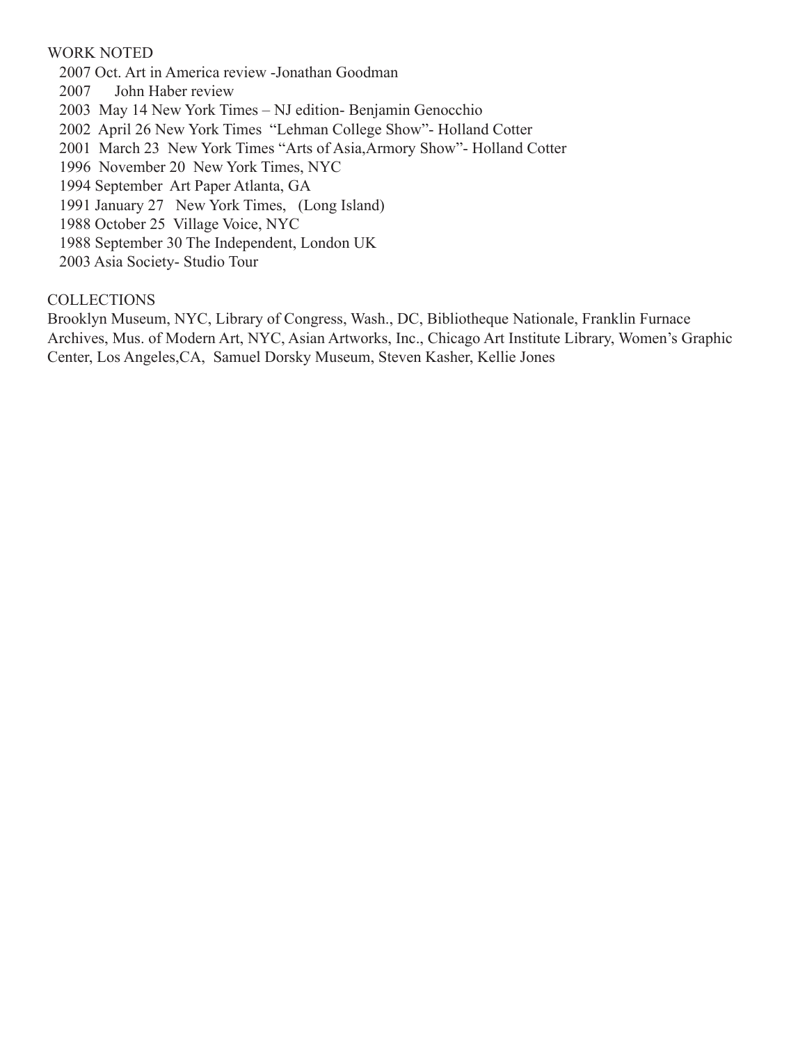WORK NOTED

- 2007 Oct. Art in America review -Jonathan Goodman
- 2007 John Haber review
- 2003 May 14 New York Times – NJ edition- Benjamin Genocchio
- 2002 April 26 New York Times "Lehman College Show"- Holland Cotter
- 2001 March 23 New York Times "Arts of Asia,Armory Show"- Holland Cotter
- 1996 November 20 New York Times, NYC
- 1994 September Art Paper Atlanta, GA
- 1991 January 27 New York Times, (Long Island)
- 1988 October 25 Village Voice, NYC
- 1988 September 30 The Independent, London UK
- 2003 Asia Society- Studio Tour

COLLECTIONS

Brooklyn Museum, NYC, Library of Congress, Wash., DC, Bibliotheque Nationale, Franklin Furnace Archives, Mus. of Modern Art, NYC, Asian Artworks, Inc., Chicago Art Institute Library, Women's Graphic Center, Los Angeles,CA, Samuel Dorsky Museum, Steven Kasher, Kellie Jones